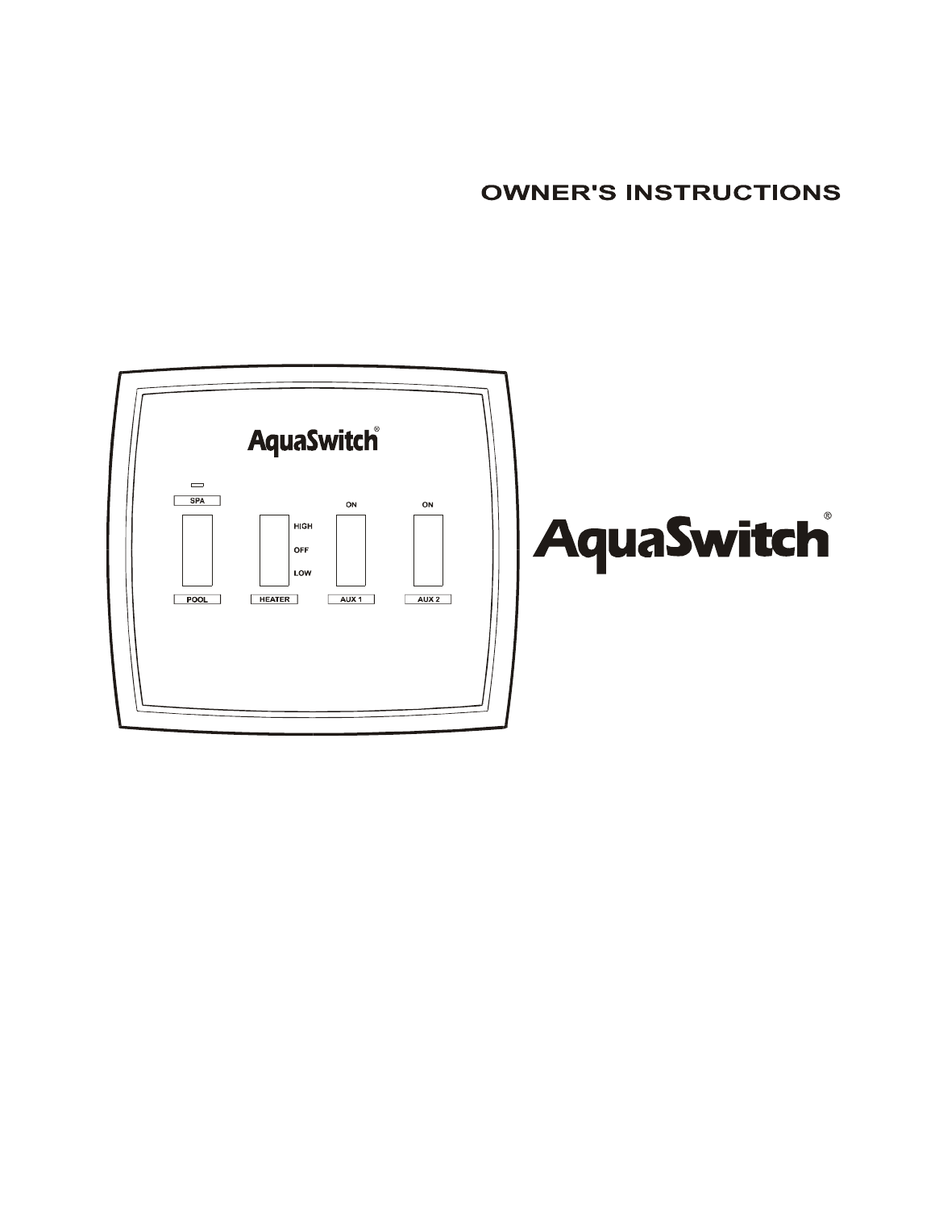# OWNER'S INSTRUCTIONS

AquaSwitch®

SPA

POOL

HEATER

HIGH

OFF

LOW

ON

AUX 1

ON

AUX 2

# AquaSwitch®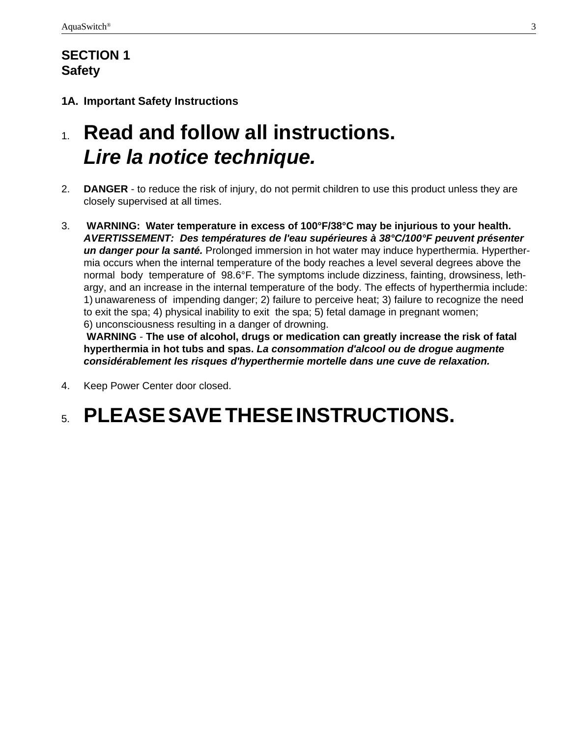# SECTION 1
# Safety

## 1A. Important Safety Instructions

1. **Read and follow all instructions.**
   ***Lire la notice technique.***

2. **DANGER** - to reduce the risk of injury, do not permit children to use this product unless they are closely supervised at all times.

3. **WARNING: Water temperature in excess of 100°F/38°C may be injurious to your health.** ***AVERTISSEMENT: Des températures de l'eau supérieures à 38°C/100°F peuvent présenter un danger pour la santé.*** Prolonged immersion in hot water may induce hyperthermia. Hyperthermia occurs when the internal temperature of the body reaches a level several degrees above the normal body temperature of 98.6°F. The symptoms include dizziness, fainting, drowsiness, lethargy, and an increase in the internal temperature of the body. The effects of hyperthermia include: 1) unawareness of impending danger; 2) failure to perceive heat; 3) failure to recognize the need to exit the spa; 4) physical inability to exit the spa; 5) fetal damage in pregnant women; 6) unconsciousness resulting in a danger of drowning.
   **WARNING** - **The use of alcohol, drugs or medication can greatly increase the risk of fatal hyperthermia in hot tubs and spas.** ***La consommation d'alcool ou de drogue augmente considérablement les risques d'hyperthermie mortelle dans une cuve de relaxation.***

4. Keep Power Center door closed.

5. **PLEASE SAVE THESE INSTRUCTIONS.**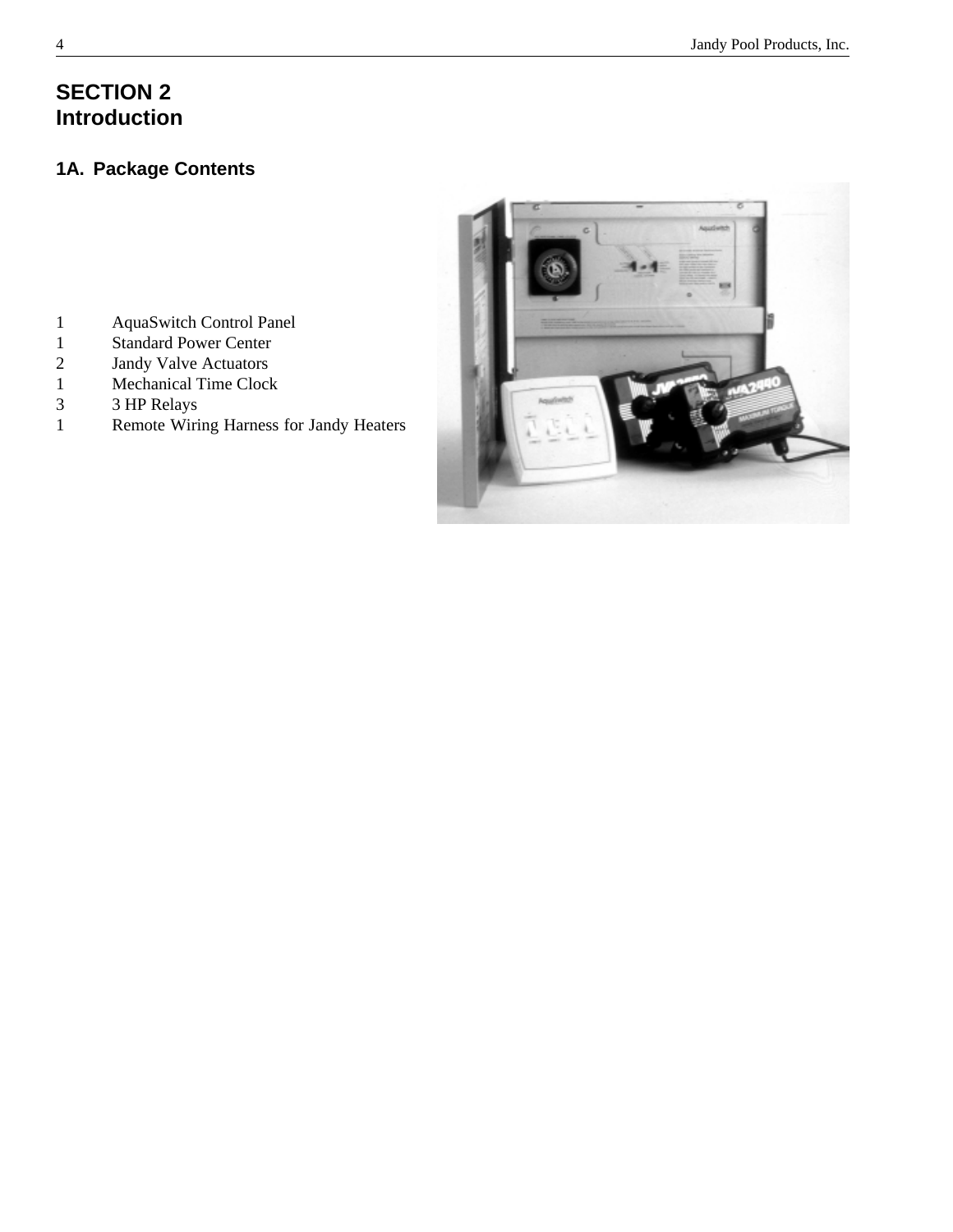# SECTION 2
# Introduction

## 1A. Package Contents

| Qty | Item |
|---|---|
| 1 | AquaSwitch Control Panel |
| 1 | Standard Power Center |
| 2 | Jandy Valve Actuators |
| 1 | Mechanical Time Clock |
| 3 | 3 HP Relays |
| 1 | Remote Wiring Harness for Jandy Heaters |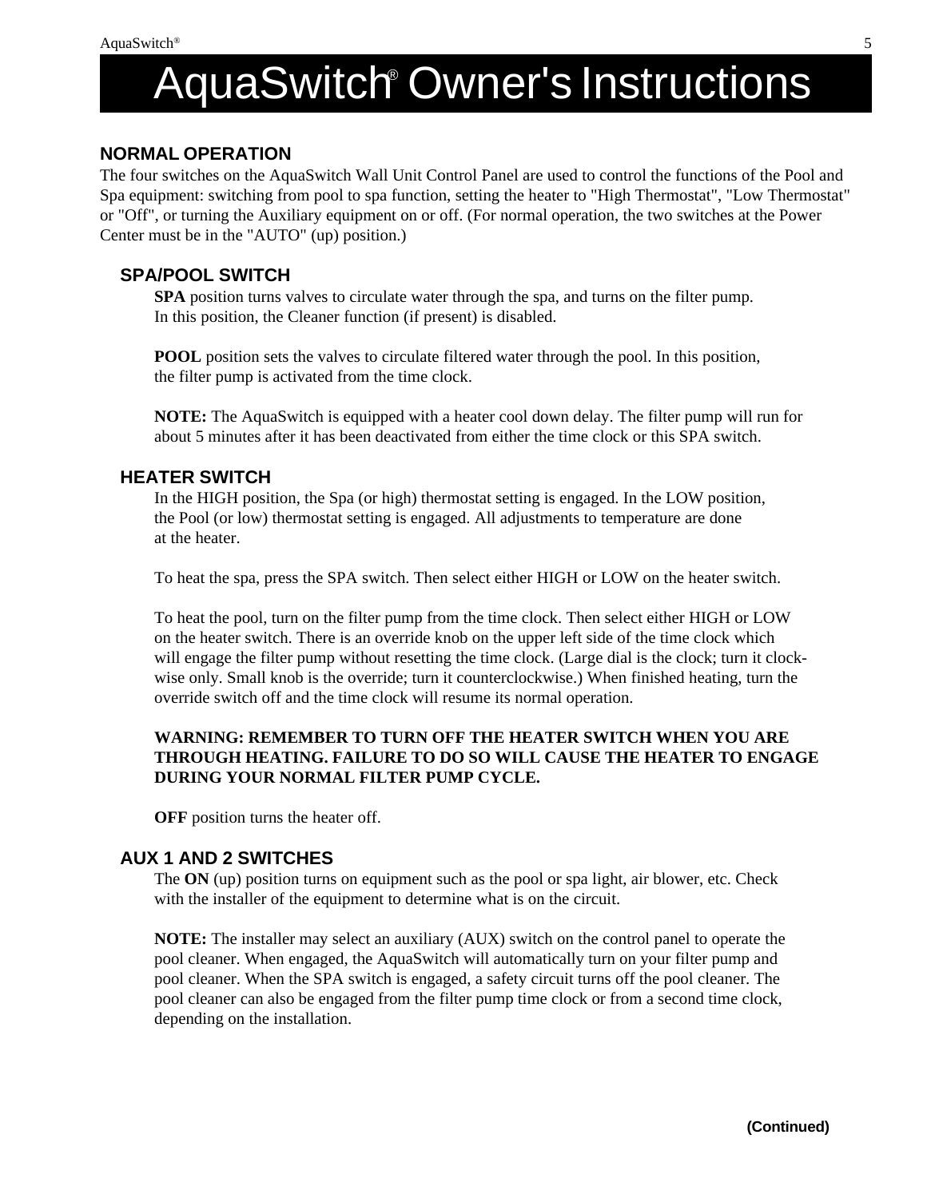# AquaSwitch® Owner's Instructions

## NORMAL OPERATION

The four switches on the AquaSwitch Wall Unit Control Panel are used to control the functions of the Pool and Spa equipment: switching from pool to spa function, setting the heater to "High Thermostat", "Low Thermostat" or "Off", or turning the Auxiliary equipment on or off. (For normal operation, the two switches at the Power Center must be in the "AUTO" (up) position.)

### SPA/POOL SWITCH

**SPA** position turns valves to circulate water through the spa, and turns on the filter pump. In this position, the Cleaner function (if present) is disabled.

**POOL** position sets the valves to circulate filtered water through the pool. In this position, the filter pump is activated from the time clock.

**NOTE:** The AquaSwitch is equipped with a heater cool down delay. The filter pump will run for about 5 minutes after it has been deactivated from either the time clock or this SPA switch.

### HEATER SWITCH

In the HIGH position, the Spa (or high) thermostat setting is engaged. In the LOW position, the Pool (or low) thermostat setting is engaged. All adjustments to temperature are done at the heater.

To heat the spa, press the SPA switch. Then select either HIGH or LOW on the heater switch.

To heat the pool, turn on the filter pump from the time clock. Then select either HIGH or LOW on the heater switch. There is an override knob on the upper left side of the time clock which will engage the filter pump without resetting the time clock. (Large dial is the clock; turn it clockwise only. Small knob is the override; turn it counterclockwise.) When finished heating, turn the override switch off and the time clock will resume its normal operation.

**WARNING: REMEMBER TO TURN OFF THE HEATER SWITCH WHEN YOU ARE THROUGH HEATING. FAILURE TO DO SO WILL CAUSE THE HEATER TO ENGAGE DURING YOUR NORMAL FILTER PUMP CYCLE.**

**OFF** position turns the heater off.

### AUX 1 AND 2 SWITCHES

The **ON** (up) position turns on equipment such as the pool or spa light, air blower, etc. Check with the installer of the equipment to determine what is on the circuit.

**NOTE:** The installer may select an auxiliary (AUX) switch on the control panel to operate the pool cleaner. When engaged, the AquaSwitch will automatically turn on your filter pump and pool cleaner. When the SPA switch is engaged, a safety circuit turns off the pool cleaner. The pool cleaner can also be engaged from the filter pump time clock or from a second time clock, depending on the installation.

**(Continued)**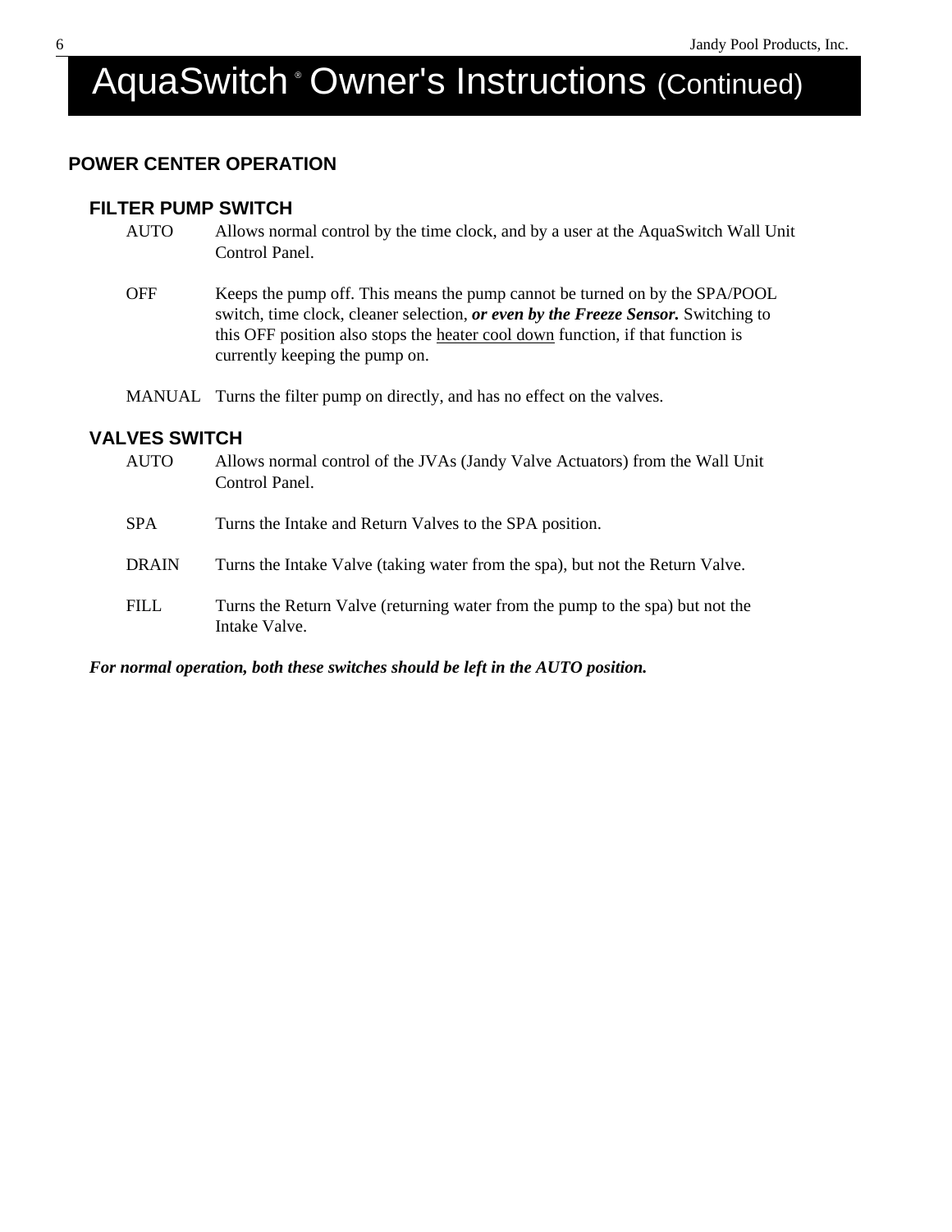# AquaSwitch® Owner's Instructions (Continued)

## POWER CENTER OPERATION

### FILTER PUMP SWITCH

AUTO — Allows normal control by the time clock, and by a user at the AquaSwitch Wall Unit Control Panel.

OFF — Keeps the pump off. This means the pump cannot be turned on by the SPA/POOL switch, time clock, cleaner selection, ***or even by the Freeze Sensor.*** Switching to this OFF position also stops the <u>heater cool down</u> function, if that function is currently keeping the pump on.

MANUAL — Turns the filter pump on directly, and has no effect on the valves.

### VALVES SWITCH

AUTO — Allows normal control of the JVAs (Jandy Valve Actuators) from the Wall Unit Control Panel.

SPA — Turns the Intake and Return Valves to the SPA position.

DRAIN — Turns the Intake Valve (taking water from the spa), but not the Return Valve.

FILL — Turns the Return Valve (returning water from the pump to the spa) but not the Intake Valve.

***For normal operation, both these switches should be left in the AUTO position.***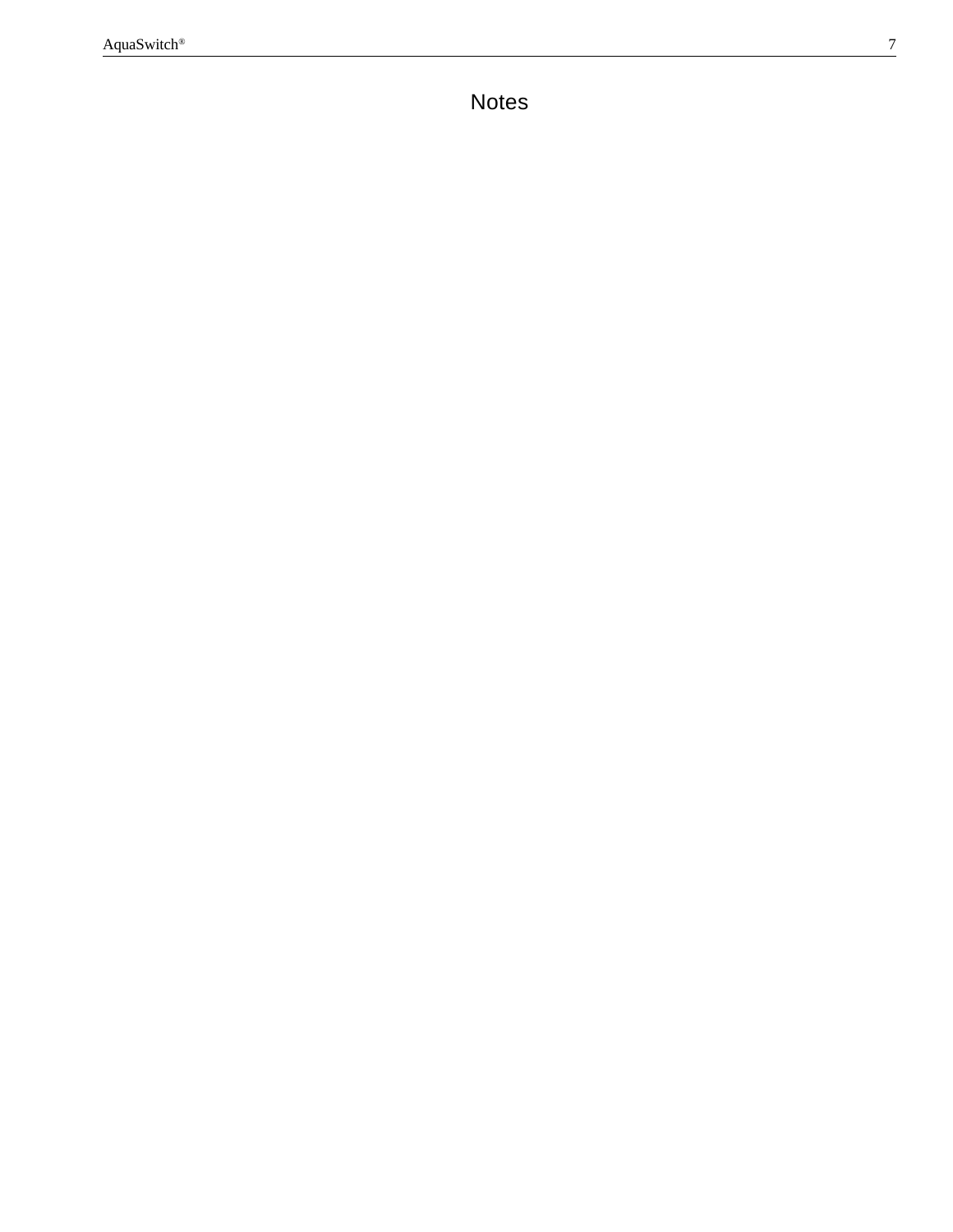# Notes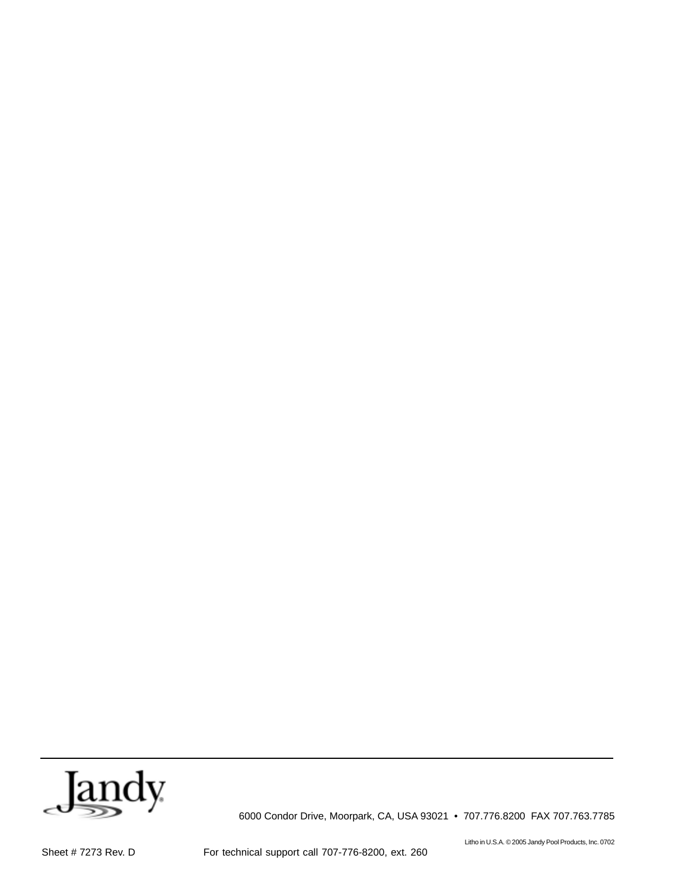Jandy®

6000 Condor Drive, Moorpark, CA, USA 93021 • 707.776.8200 FAX 707.763.7785

Litho in U.S.A. © 2005 Jandy Pool Products, Inc. 0702

Sheet # 7273 Rev. D

For technical support call 707-776-8200, ext. 260